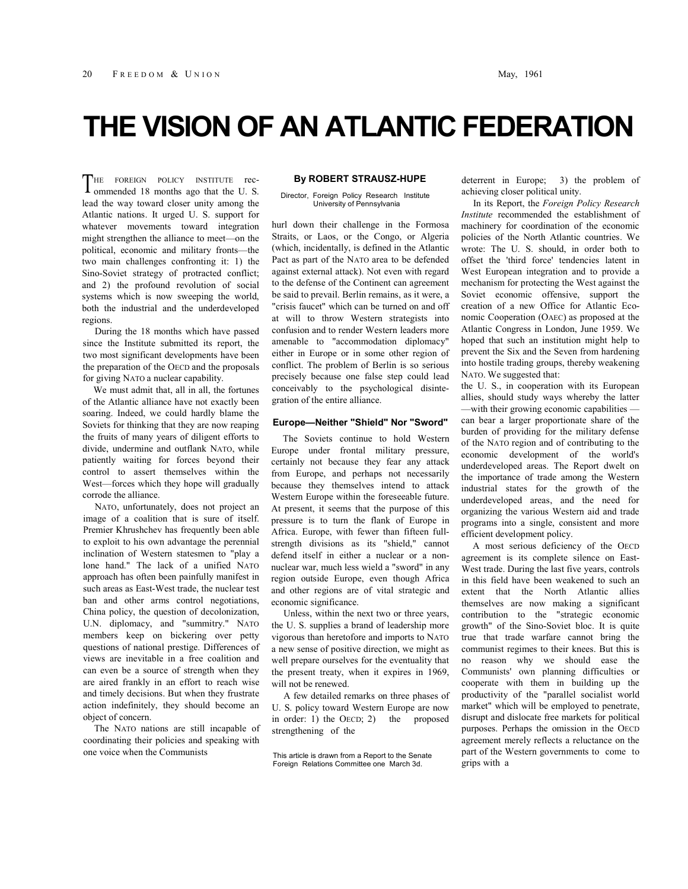// THE VISION OF AN ATLANTIC FEDERATION

**By ROBERT STRAUSZ-HUPE**

Director, Foreign Policy Research Institute
University of Pennsylvania

THE FOREIGN POLICY INSTITUTE recommended 18 months ago that the U. S. lead the way toward closer unity among the Atlantic nations. It urged U. S. support for whatever movements toward integration might strengthen the alliance to meet—on the political, economic and military fronts—the two main challenges confronting it: 1) the Sino-Soviet strategy of protracted conflict; and 2) the profound revolution of social systems which is now sweeping the world, both the industrial and the underdeveloped regions.

During the 18 months which have passed since the Institute submitted its report, the two most significant developments have been the preparation of the OECD and the proposals for giving NATO a nuclear capability.

We must admit that, all in all, the fortunes of the Atlantic alliance have not exactly been soaring. Indeed, we could hardly blame the Soviets for thinking that they are now reaping the fruits of many years of diligent efforts to divide, undermine and outflank NATO, while patiently waiting for forces beyond their control to assert themselves within the West—forces which they hope will gradually corrode the alliance.

NATO, unfortunately, does not project an image of a coalition that is sure of itself. Premier Khrushchev has frequently been able to exploit to his own advantage the perennial inclination of Western statesmen to "play a lone hand." The lack of a unified NATO approach has often been painfully manifest in such areas as East-West trade, the nuclear test ban and other arms control negotiations, China policy, the question of decolonization, U.N. diplomacy, and "summitry." NATO members keep on bickering over petty questions of national prestige. Differences of views are inevitable in a free coalition and can even be a source of strength when they are aired frankly in an effort to reach wise and timely decisions. But when they frustrate action indefinitely, they should become an object of concern.

The NATO nations are still incapable of coordinating their policies and speaking with one voice when the Communists hurl down their challenge in the Formosa Straits, or Laos, or the Congo, or Algeria (which, incidentally, is defined in the Atlantic Pact as part of the NATO area to be defended against external attack). Not even with regard to the defense of the Continent can agreement be said to prevail. Berlin remains, as it were, a "crisis faucet" which can be turned on and off at will to throw Western strategists into confusion and to render Western leaders more amenable to "accommodation diplomacy" either in Europe or in some other region of conflict. The problem of Berlin is so serious precisely because one false step could lead conceivably to the psychological disintegration of the entire alliance.

### Europe—Neither "Shield" Nor "Sword"

The Soviets continue to hold Western Europe under frontal military pressure, certainly not because they fear any attack from Europe, and perhaps not necessarily because they themselves intend to attack Western Europe within the foreseeable future. At present, it seems that the purpose of this pressure is to turn the flank of Europe in Africa. Europe, with fewer than fifteen full-strength divisions as its "shield," cannot defend itself in either a nuclear or a non-nuclear war, much less wield a "sword" in any region outside Europe, even though Africa and other regions are of vital strategic and economic significance.

Unless, within the next two or three years, the U. S. supplies a brand of leadership more vigorous than heretofore and imports to NATO a new sense of positive direction, we might as well prepare ourselves for the eventuality that the present treaty, when it expires in 1969, will not be renewed.

A few detailed remarks on three phases of U. S. policy toward Western Europe are now in order: 1) the OECD; 2) the proposed strengthening of the deterrent in Europe; 3) the problem of achieving closer political unity.

In its Report, the *Foreign Policy Research Institute* recommended the establishment of machinery for coordination of the economic policies of the North Atlantic countries. We wrote: The U. S. should, in order both to offset the 'third force' tendencies latent in West European integration and to provide a mechanism for protecting the West against the Soviet economic offensive, support the creation of a new Office for Atlantic Economic Cooperation (OAEC) as proposed at the Atlantic Congress in London, June 1959. We hoped that such an institution might help to prevent the Six and the Seven from hardening into hostile trading groups, thereby weakening NATO. We suggested that:

the U. S., in cooperation with its European allies, should study ways whereby the latter —with their growing economic capabilities — can bear a larger proportionate share of the burden of providing for the military defense of the NATO region and of contributing to the economic development of the world's underdeveloped areas. The Report dwelt on the importance of trade among the Western industrial states for the growth of the underdeveloped areas, and the need for organizing the various Western aid and trade programs into a single, consistent and more efficient development policy.

A most serious deficiency of the OECD agreement is its complete silence on East-West trade. During the last five years, controls in this field have been weakened to such an extent that the North Atlantic allies themselves are now making a significant contribution to the "strategic economic growth" of the Sino-Soviet bloc. It is quite true that trade warfare cannot bring the communist regimes to their knees. But this is no reason why we should ease the Communists' own planning difficulties or cooperate with them in building up the productivity of the "parallel socialist world market" which will be employed to penetrate, disrupt and dislocate free markets for political purposes. Perhaps the omission in the OECD agreement merely reflects a reluctance on the part of the Western governments to come to grips with a

This article is drawn from a Report to the Senate Foreign Relations Committee one March 3d.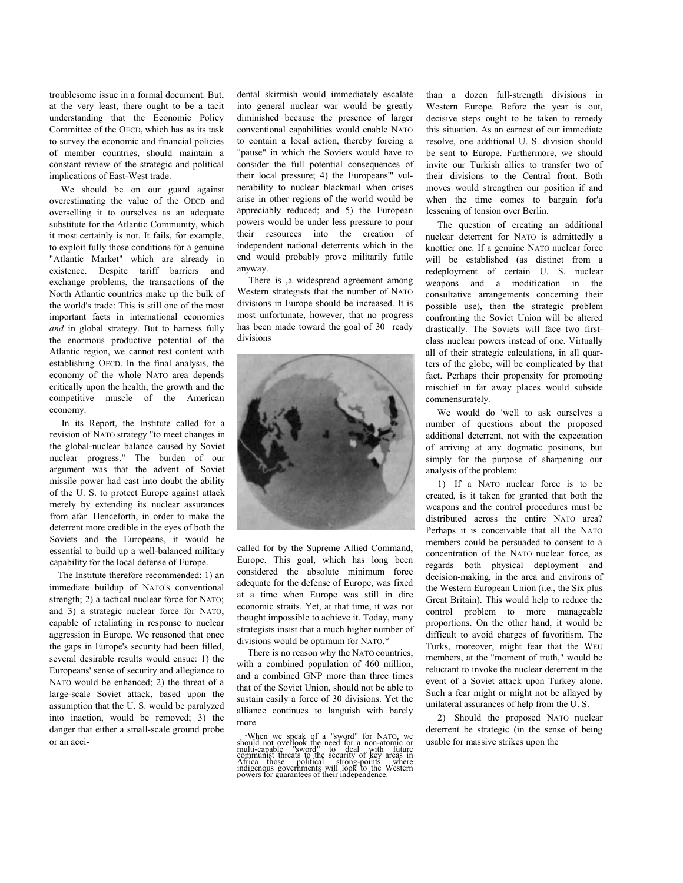troublesome issue in a formal document. But, at the very least, there ought to be a tacit understanding that the Economic Policy Committee of the OECD, which has as its task to survey the economic and financial policies of member countries, should maintain a constant review of the strategic and political implications of East-West trade.

We should be on our guard against overestimating the value of the OECD and overselling it to ourselves as an adequate substitute for the Atlantic Community, which it most certainly is not. It fails, for example, to exploit fully those conditions for a genuine "Atlantic Market" which are already in existence. Despite tariff barriers and exchange problems, the transactions of the North Atlantic countries make up the bulk of the world's trade: This is still one of the most important facts in international economics *and* in global strategy. But to harness fully the enormous productive potential of the Atlantic region, we cannot rest content with establishing OECD. In the final analysis, the economy of the whole NATO area depends critically upon the health, the growth and the competitive muscle of the American economy.

In its Report, the Institute called for a revision of NATO strategy "to meet changes in the global-nuclear balance caused by Soviet nuclear progress." The burden of our argument was that the advent of Soviet missile power had cast into doubt the ability of the U. S. to protect Europe against attack merely by extending its nuclear assurances from afar. Henceforth, in order to make the deterrent more credible in the eyes of both the Soviets and the Europeans, it would be essential to build up a well-balanced military capability for the local defense of Europe.

The Institute therefore recommended: 1) an immediate buildup of NATO'S conventional strength; 2) a tactical nuclear force for NATO; and 3) a strategic nuclear force for NATO, capable of retaliating in response to nuclear aggression in Europe. We reasoned that once the gaps in Europe's security had been filled, several desirable results would ensue: 1) the Europeans' sense of security and allegiance to NATO would be enhanced; 2) the threat of a large-scale Soviet attack, based upon the assumption that the U. S. would be paralyzed into inaction, would be removed; 3) the danger that either a small-scale ground probe or an accidental skirmish would immediately escalate into general nuclear war would be greatly diminished because the presence of larger conventional capabilities would enable NATO to contain a local action, thereby forcing a "pause" in which the Soviets would have to consider the full potential consequences of their local pressure; 4) the Europeans'" vulnerability to nuclear blackmail when crises arise in other regions of the world would be appreciably reduced; and 5) the European powers would be under less pressure to pour their resources into the creation of independent national deterrents which in the end would probably prove militarily futile anyway.

There is ,a widespread agreement among Western strategists that the number of NATO divisions in Europe should be increased. It is most unfortunate, however, that no progress has been made toward the goal of 30 ready divisions called for by the Supreme Allied Command, Europe. This goal, which has long been considered the absolute minimum force adequate for the defense of Europe, was fixed at a time when Europe was still in dire economic straits. Yet, at that time, it was not thought impossible to achieve it. Today, many strategists insist that a much higher number of divisions would be optimum for NATO.*

There is no reason why the NATO countries, with a combined population of 460 million, and a combined GNP more than three times that of the Soviet Union, should not be able to sustain easily a force of 30 divisions. Yet the alliance continues to languish with barely more than a dozen full-strength divisions in Western Europe. Before the year is out, decisive steps ought to be taken to remedy this situation. As an earnest of our immediate resolve, one additional U. S. division should be sent to Europe. Furthermore, we should invite our Turkish allies to transfer two of their divisions to the Central front. Both moves would strengthen our position if and when the time comes to bargain for'a lessening of tension over Berlin.

The question of creating an additional nuclear deterrent for NATO is admittedly a knottier one. If a genuine NATO nuclear force will be established (as distinct from a redeployment of certain U. S. nuclear weapons and a modification in the consultative arrangements concerning their possible use), then the strategic problem confronting the Soviet Union will be altered drastically. The Soviets will face two first-class nuclear powers instead of one. Virtually all of their strategic calculations, in all quarters of the globe, will be complicated by that fact. Perhaps their propensity for promoting mischief in far away places would subside commensurately.

We would do 'well to ask ourselves a number of questions about the proposed additional deterrent, not with the expectation of arriving at any dogmatic positions, but simply for the purpose of sharpening our analysis of the problem:

1) If a NATO nuclear force is to be created, is it taken for granted that both the weapons and the control procedures must be distributed across the entire NATO area? Perhaps it is conceivable that all the NATO members could be persuaded to consent to a concentration of the NATO nuclear force, as regards both physical deployment and decision-making, in the area and environs of the Western European Union (i.e., the Six plus Great Britain). This would help to reduce the control problem to more manageable proportions. On the other hand, it would be difficult to avoid charges of favoritism. The Turks, moreover, might fear that the WEU members, at the "moment of truth," would be reluctant to invoke the nuclear deterrent in the event of a Soviet attack upon Turkey alone. Such a fear might or might not be allayed by unilateral assurances of help from the U. S.

2) Should the proposed NATO nuclear deterrent be strategic (in the sense of being usable for massive strikes upon the

*When we speak of a "sword" for NATO, we should not overlook the need for a non-atomic or multi-capable "sword" to deal with future communist threats to the security of key areas in Africa—those political strong-points where indigenous governments will look to the Western powers for guarantees of their independence.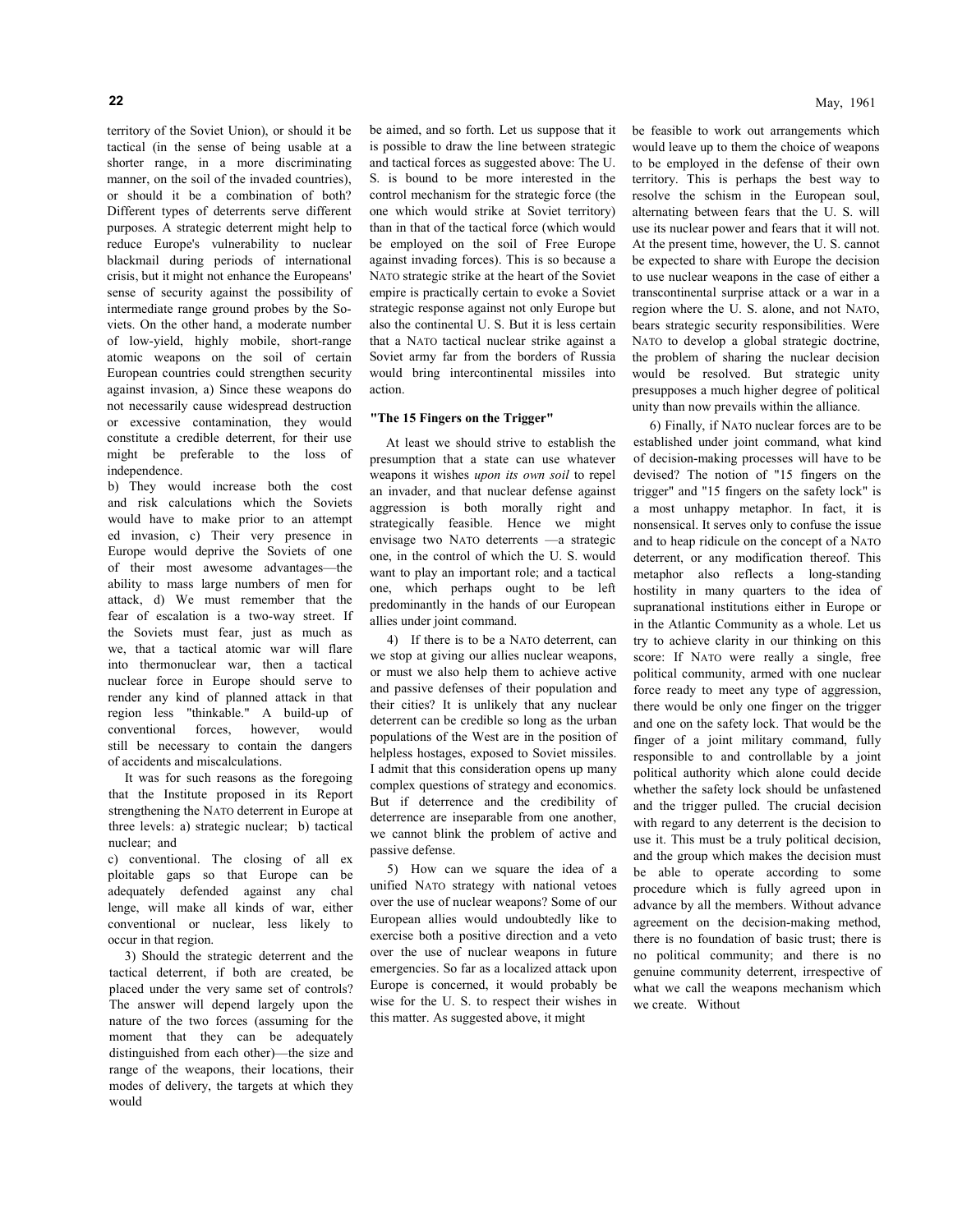territory of the Soviet Union), or should it be tactical (in the sense of being usable at a shorter range, in a more discriminating manner, on the soil of the invaded countries), or should it be a combination of both? Different types of deterrents serve different purposes. A strategic deterrent might help to reduce Europe's vulnerability to nuclear blackmail during periods of international crisis, but it might not enhance the Europeans' sense of security against the possibility of intermediate range ground probes by the Soviets. On the other hand, a moderate number of low-yield, highly mobile, short-range atomic weapons on the soil of certain European countries could strengthen security against invasion, a) Since these weapons do not necessarily cause widespread destruction or excessive contamination, they would constitute a credible deterrent, for their use might be preferable to the loss of independence.

b) They would increase both the cost and risk calculations which the Soviets would have to make prior to an attempted invasion, c) Their very presence in Europe would deprive the Soviets of one of their most awesome advantages—the ability to mass large numbers of men for attack, d) We must remember that the fear of escalation is a two-way street. If the Soviets must fear, just as much as we, that a tactical atomic war will flare into thermonuclear war, then a tactical nuclear force in Europe should serve to render any kind of planned attack in that region less "thinkable." A build-up of conventional forces, however, would still be necessary to contain the dangers of accidents and miscalculations.

It was for such reasons as the foregoing that the Institute proposed in its Report strengthening the NATO deterrent in Europe at three levels: a) strategic nuclear; b) tactical nuclear; and

c) conventional. The closing of all exploitable gaps so that Europe can be adequately defended against any challenge, will make all kinds of war, either conventional or nuclear, less likely to occur in that region.

3) Should the strategic deterrent and the tactical deterrent, if both are created, be placed under the very same set of controls? The answer will depend largely upon the nature of the two forces (assuming for the moment that they can be adequately distinguished from each other)—the size and range of the weapons, their locations, their modes of delivery, the targets at which they would be aimed, and so forth. Let us suppose that it is possible to draw the line between strategic and tactical forces as suggested above: The U. S. is bound to be more interested in the control mechanism for the strategic force (the one which would strike at Soviet territory) than in that of the tactical force (which would be employed on the soil of Free Europe against invading forces). This is so because a NATO strategic strike at the heart of the Soviet empire is practically certain to evoke a Soviet strategic response against not only Europe but also the continental U. S. But it is less certain that a NATO tactical nuclear strike against a Soviet army far from the borders of Russia would bring intercontinental missiles into action.

### "The 15 Fingers on the Trigger"

At least we should strive to establish the presumption that a state can use whatever weapons it wishes *upon its own soil* to repel an invader, and that nuclear defense against aggression is both morally right and strategically feasible. Hence we might envisage two NATO deterrents —a strategic one, in the control of which the U. S. would want to play an important role; and a tactical one, which perhaps ought to be left predominantly in the hands of our European allies under joint command.

4) If there is to be a NATO deterrent, can we stop at giving our allies nuclear weapons, or must we also help them to achieve active and passive defenses of their population and their cities? It is unlikely that any nuclear deterrent can be credible so long as the urban populations of the West are in the position of helpless hostages, exposed to Soviet missiles. I admit that this consideration opens up many complex questions of strategy and economics. But if deterrence and the credibility of deterrence are inseparable from one another, we cannot blink the problem of active and passive defense.

5) How can we square the idea of a unified NATO strategy with national vetoes over the use of nuclear weapons? Some of our European allies would undoubtedly like to exercise both a positive direction and a veto over the use of nuclear weapons in future emergencies. So far as a localized attack upon Europe is concerned, it would probably be wise for the U. S. to respect their wishes in this matter. As suggested above, it might be feasible to work out arrangements which would leave up to them the choice of weapons to be employed in the defense of their own territory. This is perhaps the best way to resolve the schism in the European soul, alternating between fears that the U. S. will use its nuclear power and fears that it will not. At the present time, however, the U. S. cannot be expected to share with Europe the decision to use nuclear weapons in the case of either a transcontinental surprise attack or a war in a region where the U. S. alone, and not NATO, bears strategic security responsibilities. Were NATO to develop a global strategic doctrine, the problem of sharing the nuclear decision would be resolved. But strategic unity presupposes a much higher degree of political unity than now prevails within the alliance.

6) Finally, if NATO nuclear forces are to be established under joint command, what kind of decision-making processes will have to be devised? The notion of "15 fingers on the trigger" and "15 fingers on the safety lock" is a most unhappy metaphor. In fact, it is nonsensical. It serves only to confuse the issue and to heap ridicule on the concept of a NATO deterrent, or any modification thereof. This metaphor also reflects a long-standing hostility in many quarters to the idea of supranational institutions either in Europe or in the Atlantic Community as a whole. Let us try to achieve clarity in our thinking on this score: If NATO were really a single, free political community, armed with one nuclear force ready to meet any type of aggression, there would be only one finger on the trigger and one on the safety lock. That would be the finger of a joint military command, fully responsible to and controllable by a joint political authority which alone could decide whether the safety lock should be unfastened and the trigger pulled. The crucial decision with regard to any deterrent is the decision to use it. This must be a truly political decision, and the group which makes the decision must be able to operate according to some procedure which is fully agreed upon in advance by all the members. Without advance agreement on the decision-making method, there is no foundation of basic trust; there is no political community; and there is no genuine community deterrent, irrespective of what we call the weapons mechanism which we create. Without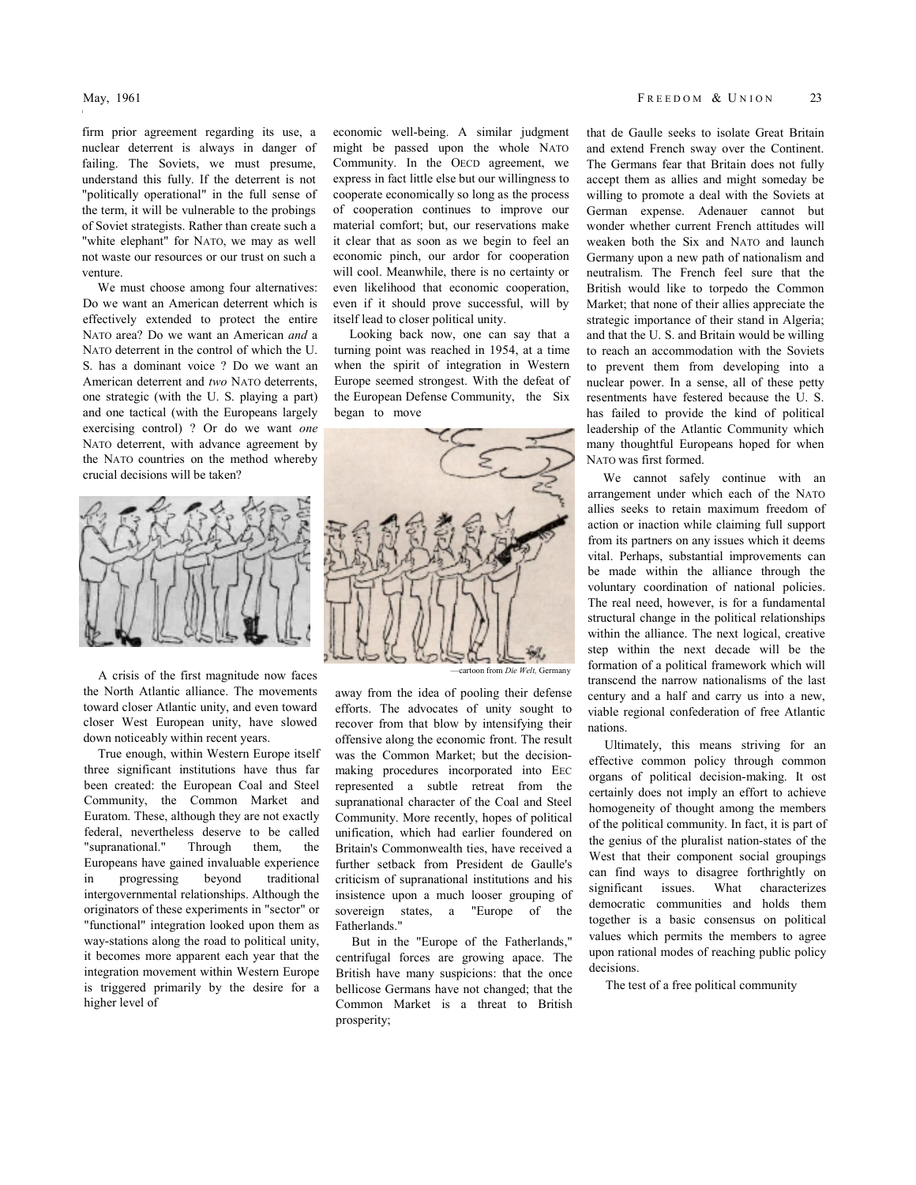firm prior agreement regarding its use, a nuclear deterrent is always in danger of failing. The Soviets, we must presume, understand this fully. If the deterrent is not "politically operational" in the full sense of the term, it will be vulnerable to the probings of Soviet strategists. Rather than create such a "white elephant" for NATO, we may as well not waste our resources or our trust on such a venture.

We must choose among four alternatives: Do we want an American deterrent which is effectively extended to protect the entire NATO area? Do we want an American *and* a NATO deterrent in the control of which the U. S. has a dominant voice ? Do we want an American deterrent and *two* NATO deterrents, one strategic (with the U. S. playing a part) and one tactical (with the Europeans largely exercising control) ? Or do we want *one* NATO deterrent, with advance agreement by the NATO countries on the method whereby crucial decisions will be taken?

A crisis of the first magnitude now faces the North Atlantic alliance. The movements toward closer Atlantic unity, and even toward closer West European unity, have slowed down noticeably within recent years.

True enough, within Western Europe itself three significant institutions have thus far been created: the European Coal and Steel Community, the Common Market and Euratom. These, although they are not exactly federal, nevertheless deserve to be called "supranational." Through them, the Europeans have gained invaluable experience in progressing beyond traditional intergovernmental relationships. Although the originators of these experiments in "sector" or "functional" integration looked upon them as way-stations along the road to political unity, it becomes more apparent each year that the integration movement within Western Europe is triggered primarily by the desire for a higher level of economic well-being. A similar judgment might be passed upon the whole NATO Community. In the OECD agreement, we express in fact little else but our willingness to cooperate economically so long as the process of cooperation continues to improve our material comfort; but, our reservations make it clear that as soon as we begin to feel an economic pinch, our ardor for cooperation will cool. Meanwhile, there is no certainty or even likelihood that economic cooperation, even if it should prove successful, will by itself lead to closer political unity.

Looking back now, one can say that a turning point was reached in 1954, at a time when the spirit of integration in Western Europe seemed strongest. With the defeat of the European Defense Community, the Six began to move away from the idea of pooling their defense efforts. The advocates of unity sought to recover from that blow by intensifying their offensive along the economic front. The result was the Common Market; but the decision-making procedures incorporated into EEC represented a subtle retreat from the supranational character of the Coal and Steel Community. More recently, hopes of political unification, which had earlier foundered on Britain's Commonwealth ties, have received a further setback from President de Gaulle's criticism of supranational institutions and his insistence upon a much looser grouping of sovereign states, a "Europe of the Fatherlands."

—cartoon from *Die Welt,* Germany

But in the "Europe of the Fatherlands," centrifugal forces are growing apace. The British have many suspicions: that the once bellicose Germans have not changed; that the Common Market is a threat to British prosperity; that de Gaulle seeks to isolate Great Britain and extend French sway over the Continent. The Germans fear that Britain does not fully accept them as allies and might someday be willing to promote a deal with the Soviets at German expense. Adenauer cannot but wonder whether current French attitudes will weaken both the Six and NATO and launch Germany upon a new path of nationalism and neutralism. The French feel sure that the British would like to torpedo the Common Market; that none of their allies appreciate the strategic importance of their stand in Algeria; and that the U. S. and Britain would be willing to reach an accommodation with the Soviets to prevent them from developing into a nuclear power. In a sense, all of these petty resentments have festered because the U. S. has failed to provide the kind of political leadership of the Atlantic Community which many thoughtful Europeans hoped for when NATO was first formed.

We cannot safely continue with an arrangement under which each of the NATO allies seeks to retain maximum freedom of action or inaction while claiming full support from its partners on any issues which it deems vital. Perhaps, substantial improvements can be made within the alliance through the voluntary coordination of national policies. The real need, however, is for a fundamental structural change in the political relationships within the alliance. The next logical, creative step within the next decade will be the formation of a political framework which will transcend the narrow nationalisms of the last century and a half and carry us into a new, viable regional confederation of free Atlantic nations.

Ultimately, this means striving for an effective common policy through common organs of political decision-making. It ost certainly does not imply an effort to achieve homogeneity of thought among the members of the political community. In fact, it is part of the genius of the pluralist nation-states of the West that their component social groupings can find ways to disagree forthrightly on significant issues. What characterizes democratic communities and holds them together is a basic consensus on political values which permits the members to agree upon rational modes of reaching public policy decisions.

The test of a free political community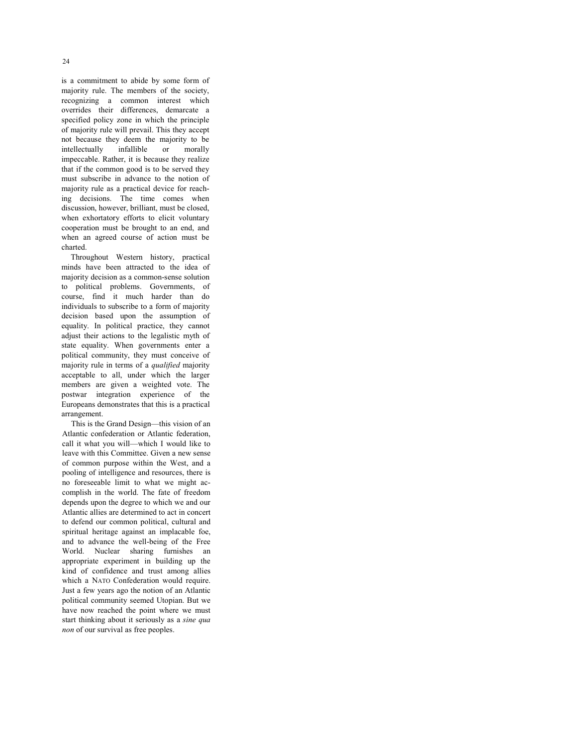is a commitment to abide by some form of majority rule. The members of the society, recognizing a common interest which overrides their differences, demarcate a specified policy zone in which the principle of majority rule will prevail. This they accept not because they deem the majority to be intellectually infallible or morally impeccable. Rather, it is because they realize that if the common good is to be served they must subscribe in advance to the notion of majority rule as a practical device for reaching decisions. The time comes when discussion, however, brilliant, must be closed, when exhortatory efforts to elicit voluntary cooperation must be brought to an end, and when an agreed course of action must be charted.

Throughout Western history, practical minds have been attracted to the idea of majority decision as a common-sense solution to political problems. Governments, of course, find it much harder than do individuals to subscribe to a form of majority decision based upon the assumption of equality. In political practice, they cannot adjust their actions to the legalistic myth of state equality. When governments enter a political community, they must conceive of majority rule in terms of a *qualified* majority acceptable to all, under which the larger members are given a weighted vote. The postwar integration experience of the Europeans demonstrates that this is a practical arrangement.

This is the Grand Design—this vision of an Atlantic confederation or Atlantic federation, call it what you will—which I would like to leave with this Committee. Given a new sense of common purpose within the West, and a pooling of intelligence and resources, there is no foreseeable limit to what we might accomplish in the world. The fate of freedom depends upon the degree to which we and our Atlantic allies are determined to act in concert to defend our common political, cultural and spiritual heritage against an implacable foe, and to advance the well-being of the Free World. Nuclear sharing furnishes an appropriate experiment in building up the kind of confidence and trust among allies which a NATO Confederation would require. Just a few years ago the notion of an Atlantic political community seemed Utopian. But we have now reached the point where we must start thinking about it seriously as a *sine qua non* of our survival as free peoples.